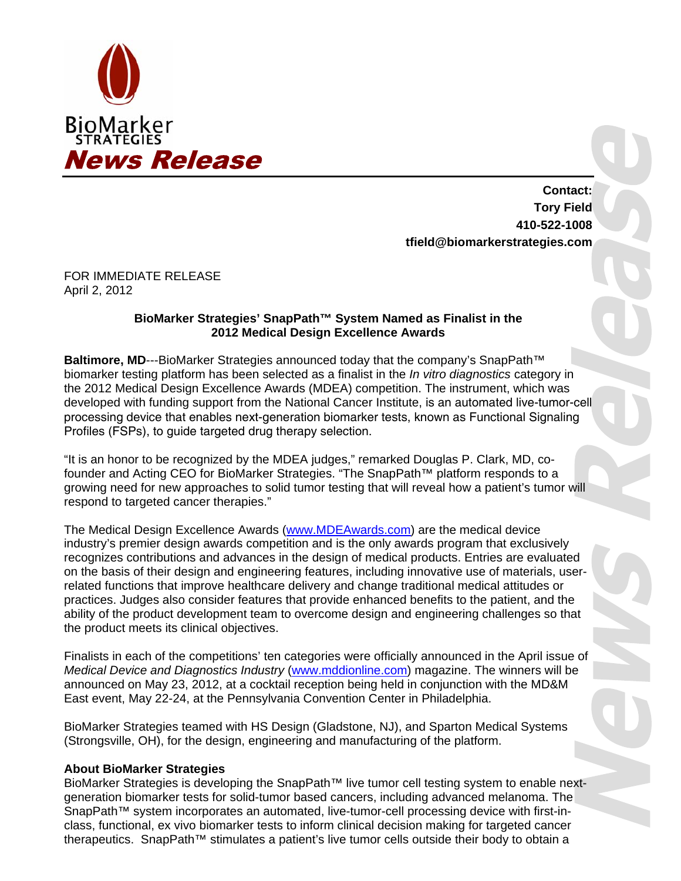BioMarker STRATEGIES

# News Release

**Contact:**
**Tory Field**
**410-522-1008**
**tfield@biomarkerstrategies.com**

FOR IMMEDIATE RELEASE
April 2, 2012

## BioMarker Strategies' SnapPath™ System Named as Finalist in the 2012 Medical Design Excellence Awards

**Baltimore, MD**---BioMarker Strategies announced today that the company's SnapPath™ biomarker testing platform has been selected as a finalist in the *In vitro diagnostics* category in the 2012 Medical Design Excellence Awards (MDEA) competition. The instrument, which was developed with funding support from the National Cancer Institute, is an automated live-tumor-cell processing device that enables next-generation biomarker tests, known as Functional Signaling Profiles (FSPs), to guide targeted drug therapy selection.

"It is an honor to be recognized by the MDEA judges," remarked Douglas P. Clark, MD, co-founder and Acting CEO for BioMarker Strategies. "The SnapPath™ platform responds to a growing need for new approaches to solid tumor testing that will reveal how a patient's tumor will respond to targeted cancer therapies."

The Medical Design Excellence Awards (www.MDEAwards.com) are the medical device industry's premier design awards competition and is the only awards program that exclusively recognizes contributions and advances in the design of medical products. Entries are evaluated on the basis of their design and engineering features, including innovative use of materials, user-related functions that improve healthcare delivery and change traditional medical attitudes or practices. Judges also consider features that provide enhanced benefits to the patient, and the ability of the product development team to overcome design and engineering challenges so that the product meets its clinical objectives.

Finalists in each of the competitions' ten categories were officially announced in the April issue of *Medical Device and Diagnostics Industry* (www.mddionline.com) magazine. The winners will be announced on May 23, 2012, at a cocktail reception being held in conjunction with the MD&M East event, May 22-24, at the Pennsylvania Convention Center in Philadelphia.

BioMarker Strategies teamed with HS Design (Gladstone, NJ), and Sparton Medical Systems (Strongsville, OH), for the design, engineering and manufacturing of the platform.

### About BioMarker Strategies

BioMarker Strategies is developing the SnapPath™ live tumor cell testing system to enable next-generation biomarker tests for solid-tumor based cancers, including advanced melanoma. The SnapPath™ system incorporates an automated, live-tumor-cell processing device with first-in-class, functional, ex vivo biomarker tests to inform clinical decision making for targeted cancer therapeutics. SnapPath™ stimulates a patient's live tumor cells outside their body to obtain a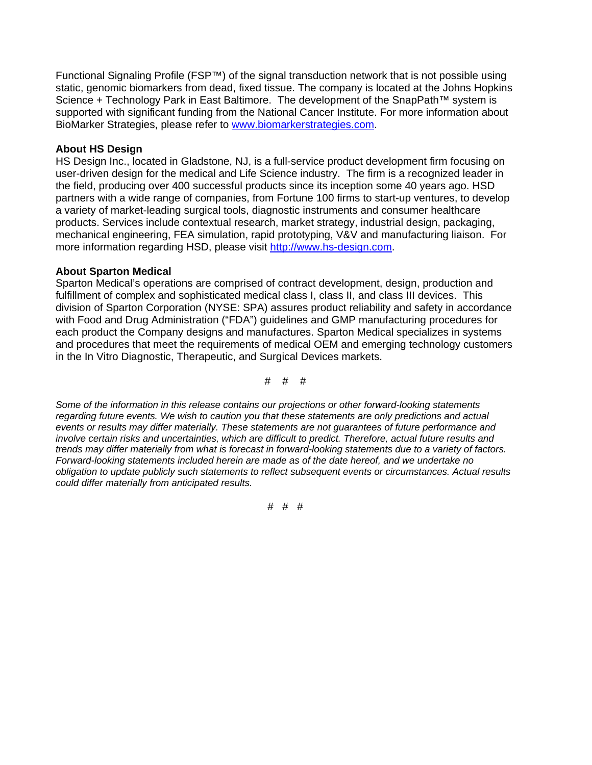Functional Signaling Profile (FSP™) of the signal transduction network that is not possible using static, genomic biomarkers from dead, fixed tissue. The company is located at the Johns Hopkins Science + Technology Park in East Baltimore. The development of the SnapPath™ system is supported with significant funding from the National Cancer Institute. For more information about BioMarker Strategies, please refer to www.biomarkerstrategies.com.

**About HS Design**

HS Design Inc., located in Gladstone, NJ, is a full-service product development firm focusing on user-driven design for the medical and Life Science industry. The firm is a recognized leader in the field, producing over 400 successful products since its inception some 40 years ago. HSD partners with a wide range of companies, from Fortune 100 firms to start-up ventures, to develop a variety of market-leading surgical tools, diagnostic instruments and consumer healthcare products. Services include contextual research, market strategy, industrial design, packaging, mechanical engineering, FEA simulation, rapid prototyping, V&V and manufacturing liaison. For more information regarding HSD, please visit http://www.hs-design.com.

**About Sparton Medical**

Sparton Medical's operations are comprised of contract development, design, production and fulfillment of complex and sophisticated medical class I, class II, and class III devices. This division of Sparton Corporation (NYSE: SPA) assures product reliability and safety in accordance with Food and Drug Administration ("FDA") guidelines and GMP manufacturing procedures for each product the Company designs and manufactures. Sparton Medical specializes in systems and procedures that meet the requirements of medical OEM and emerging technology customers in the In Vitro Diagnostic, Therapeutic, and Surgical Devices markets.

# # #

*Some of the information in this release contains our projections or other forward-looking statements regarding future events. We wish to caution you that these statements are only predictions and actual events or results may differ materially. These statements are not guarantees of future performance and involve certain risks and uncertainties, which are difficult to predict. Therefore, actual future results and trends may differ materially from what is forecast in forward-looking statements due to a variety of factors. Forward-looking statements included herein are made as of the date hereof, and we undertake no obligation to update publicly such statements to reflect subsequent events or circumstances. Actual results could differ materially from anticipated results.*

# # #